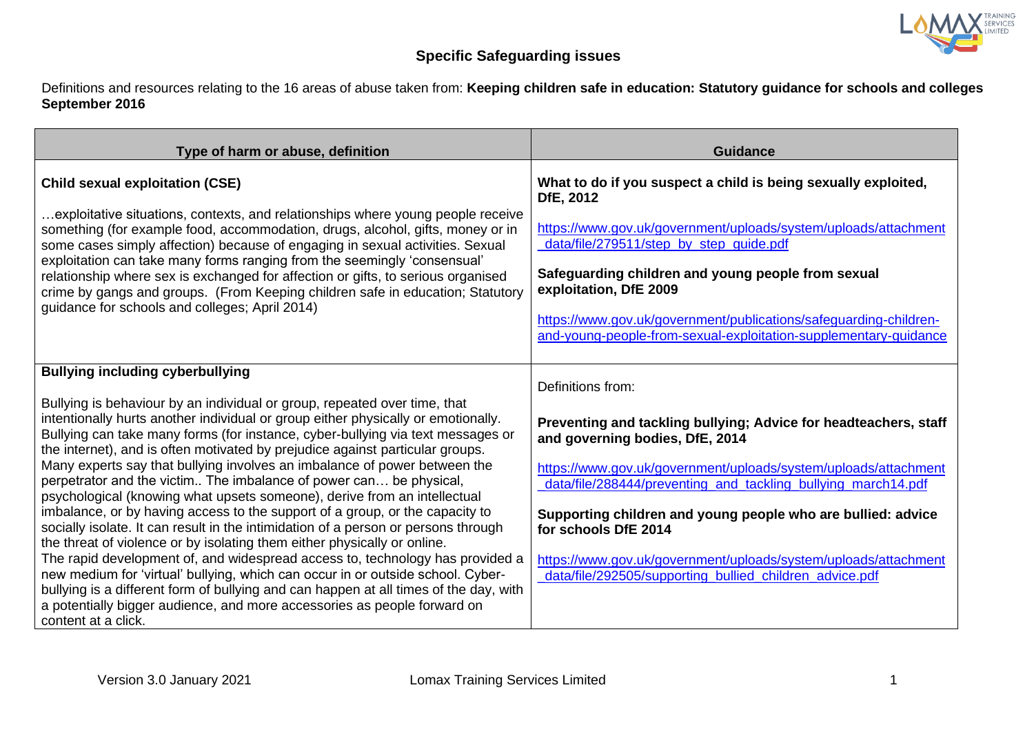## Specific Safeguarding issues

Definitions and resources relating to the 16 areas of abuse taken from: **Keeping children safe in education: Statutory guidance for schools and colleges September 2016**

| Type of harm or abuse, definition | Guidance |
|---|---|
| **Child sexual exploitation (CSE)**<br><br>…exploitative situations, contexts, and relationships where young people receive something (for example food, accommodation, drugs, alcohol, gifts, money or in some cases simply affection) because of engaging in sexual activities. Sexual exploitation can take many forms ranging from the seemingly 'consensual' relationship where sex is exchanged for affection or gifts, to serious organised crime by gangs and groups. (From Keeping children safe in education; Statutory guidance for schools and colleges; April 2014) | **What to do if you suspect a child is being sexually exploited, DfE, 2012**<br><br>https://www.gov.uk/government/uploads/system/uploads/attachment_data/file/279511/step_by_step_guide.pdf<br><br>**Safeguarding children and young people from sexual exploitation, DfE 2009**<br><br>https://www.gov.uk/government/publications/safeguarding-children-and-young-people-from-sexual-exploitation-supplementary-guidance |
| **Bullying including cyberbullying**<br><br>Bullying is behaviour by an individual or group, repeated over time, that intentionally hurts another individual or group either physically or emotionally. Bullying can take many forms (for instance, cyber-bullying via text messages or the internet), and is often motivated by prejudice against particular groups. Many experts say that bullying involves an imbalance of power between the perpetrator and the victim.. The imbalance of power can… be physical, psychological (knowing what upsets someone), derive from an intellectual imbalance, or by having access to the support of a group, or the capacity to socially isolate. It can result in the intimidation of a person or persons through the threat of violence or by isolating them either physically or online.<br>The rapid development of, and widespread access to, technology has provided a new medium for 'virtual' bullying, which can occur in or outside school. Cyber-bullying is a different form of bullying and can happen at all times of the day, with a potentially bigger audience, and more accessories as people forward on content at a click. | Definitions from:<br><br>**Preventing and tackling bullying; Advice for headteachers, staff and governing bodies, DfE, 2014**<br><br>https://www.gov.uk/government/uploads/system/uploads/attachment_data/file/288444/preventing_and_tackling_bullying_march14.pdf<br><br>**Supporting children and young people who are bullied: advice for schools DfE 2014**<br><br>https://www.gov.uk/government/uploads/system/uploads/attachment_data/file/292505/supporting_bullied_children_advice.pdf |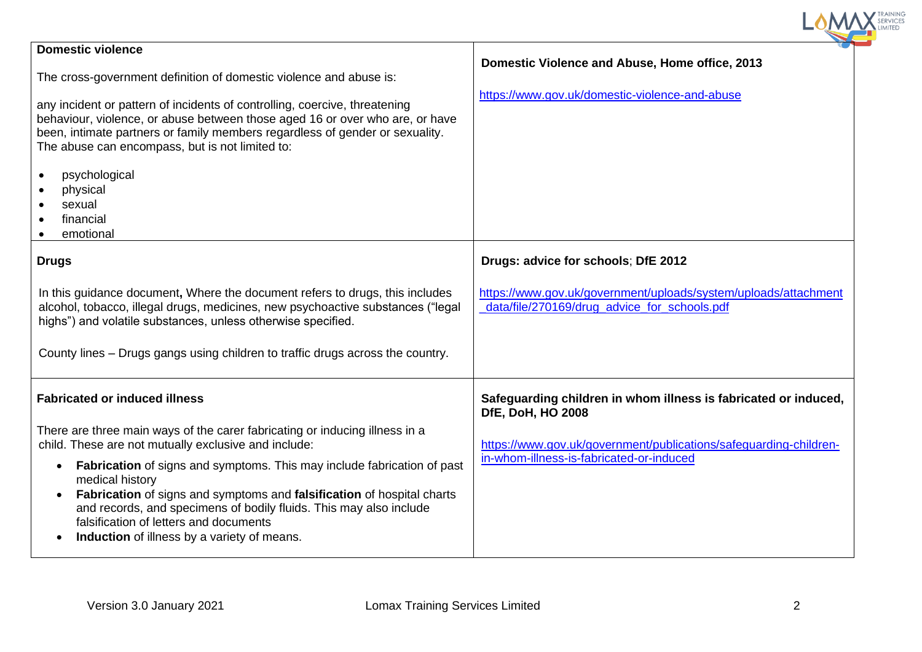| | |
|---|---|
| **Domestic violence**<br><br>The cross-government definition of domestic violence and abuse is:<br><br>any incident or pattern of incidents of controlling, coercive, threatening behaviour, violence, or abuse between those aged 16 or over who are, or have been, intimate partners or family members regardless of gender or sexuality. The abuse can encompass, but is not limited to:<br><br>• psychological<br>• physical<br>• sexual<br>• financial<br>• emotional | **Domestic Violence and Abuse, Home office, 2013**<br><br>https://www.gov.uk/domestic-violence-and-abuse |
| **Drugs**<br><br>In this guidance document**,** Where the document refers to drugs, this includes alcohol, tobacco, illegal drugs, medicines, new psychoactive substances ("legal highs") and volatile substances, unless otherwise specified.<br><br>County lines – Drugs gangs using children to traffic drugs across the country. | **Drugs: advice for schools**; **DfE 2012**<br><br>https://www.gov.uk/government/uploads/system/uploads/attachment_data/file/270169/drug_advice_for_schools.pdf |
| **Fabricated or induced illness**<br><br>There are three main ways of the carer fabricating or inducing illness in a child. These are not mutually exclusive and include:<br><br>• **Fabrication** of signs and symptoms. This may include fabrication of past medical history<br>• **Fabrication** of signs and symptoms and **falsification** of hospital charts and records, and specimens of bodily fluids. This may also include falsification of letters and documents<br>• **Induction** of illness by a variety of means. | **Safeguarding children in whom illness is fabricated or induced, DfE, DoH, HO 2008**<br><br>https://www.gov.uk/government/publications/safeguarding-children-in-whom-illness-is-fabricated-or-induced |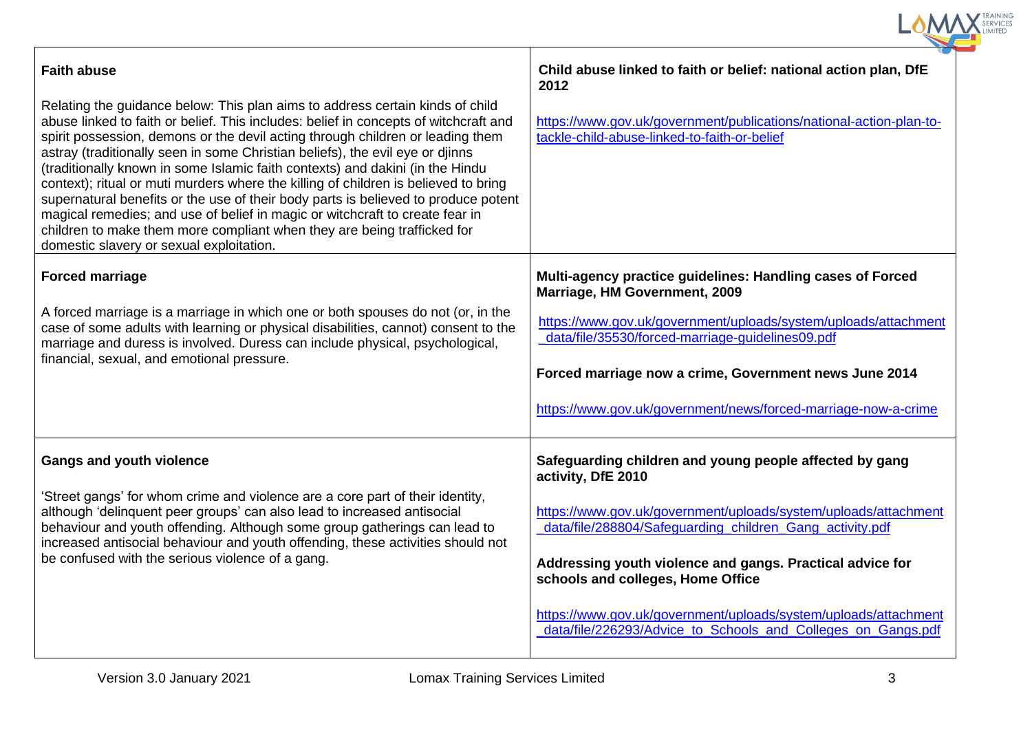| | |
|---|---|
| **Faith abuse**<br><br>Relating the guidance below: This plan aims to address certain kinds of child abuse linked to faith or belief. This includes: belief in concepts of witchcraft and spirit possession, demons or the devil acting through children or leading them astray (traditionally seen in some Christian beliefs), the evil eye or djinns (traditionally known in some Islamic faith contexts) and dakini (in the Hindu context); ritual or muti murders where the killing of children is believed to bring supernatural benefits or the use of their body parts is believed to produce potent magical remedies; and use of belief in magic or witchcraft to create fear in children to make them more compliant when they are being trafficked for domestic slavery or sexual exploitation. | **Child abuse linked to faith or belief: national action plan, DfE 2012**<br><br>https://www.gov.uk/government/publications/national-action-plan-to-tackle-child-abuse-linked-to-faith-or-belief |
| **Forced marriage**<br><br>A forced marriage is a marriage in which one or both spouses do not (or, in the case of some adults with learning or physical disabilities, cannot) consent to the marriage and duress is involved. Duress can include physical, psychological, financial, sexual, and emotional pressure. | **Multi-agency practice guidelines: Handling cases of Forced Marriage, HM Government, 2009**<br><br>https://www.gov.uk/government/uploads/system/uploads/attachment_data/file/35530/forced-marriage-guidelines09.pdf<br><br>**Forced marriage now a crime, Government news June 2014**<br><br>https://www.gov.uk/government/news/forced-marriage-now-a-crime |
| **Gangs and youth violence**<br><br>'Street gangs' for whom crime and violence are a core part of their identity, although 'delinquent peer groups' can also lead to increased antisocial behaviour and youth offending. Although some group gatherings can lead to increased antisocial behaviour and youth offending, these activities should not be confused with the serious violence of a gang. | **Safeguarding children and young people affected by gang activity, DfE 2010**<br><br>https://www.gov.uk/government/uploads/system/uploads/attachment_data/file/288804/Safeguarding_children_Gang_activity.pdf<br><br>**Addressing youth violence and gangs. Practical advice for schools and colleges, Home Office**<br><br>https://www.gov.uk/government/uploads/system/uploads/attachment_data/file/226293/Advice_to_Schools_and_Colleges_on_Gangs.pdf |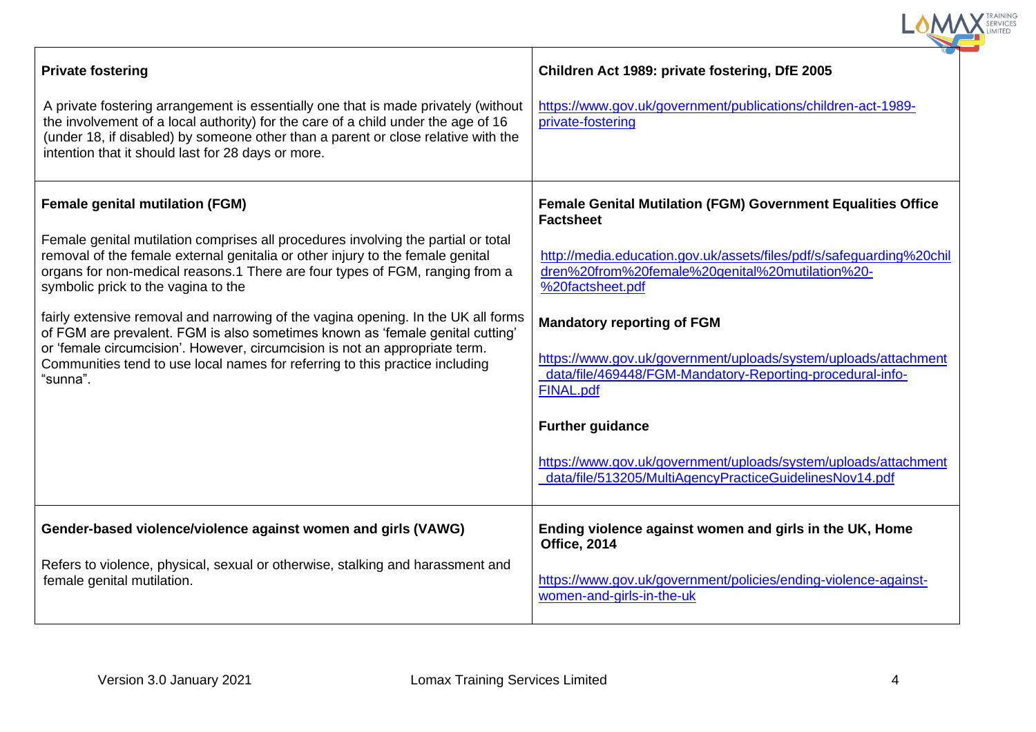| | |
|---|---|
| **Private fostering**<br><br>A private fostering arrangement is essentially one that is made privately (without the involvement of a local authority) for the care of a child under the age of 16 (under 18, if disabled) by someone other than a parent or close relative with the intention that it should last for 28 days or more. | **Children Act 1989: private fostering, DfE 2005**<br><br>https://www.gov.uk/government/publications/children-act-1989-private-fostering |
| **Female genital mutilation (FGM)**<br><br>Female genital mutilation comprises all procedures involving the partial or total removal of the female external genitalia or other injury to the female genital organs for non-medical reasons.1 There are four types of FGM, ranging from a symbolic prick to the vagina to the<br><br>fairly extensive removal and narrowing of the vagina opening. In the UK all forms of FGM are prevalent. FGM is also sometimes known as 'female genital cutting' or 'female circumcision'. However, circumcision is not an appropriate term. Communities tend to use local names for referring to this practice including "sunna". | **Female Genital Mutilation (FGM) Government Equalities Office Factsheet**<br><br>http://media.education.gov.uk/assets/files/pdf/s/safeguarding%20children%20from%20female%20genital%20mutilation%20-%20factsheet.pdf<br><br>**Mandatory reporting of FGM**<br><br>https://www.gov.uk/government/uploads/system/uploads/attachment_data/file/469448/FGM-Mandatory-Reporting-procedural-info-FINAL.pdf<br><br>**Further guidance**<br><br>https://www.gov.uk/government/uploads/system/uploads/attachment_data/file/513205/MultiAgencyPracticeGuidelinesNov14.pdf |
| **Gender-based violence/violence against women and girls (VAWG)**<br><br>Refers to violence, physical, sexual or otherwise, stalking and harassment and female genital mutilation. | **Ending violence against women and girls in the UK, Home Office, 2014**<br><br>https://www.gov.uk/government/policies/ending-violence-against-women-and-girls-in-the-uk |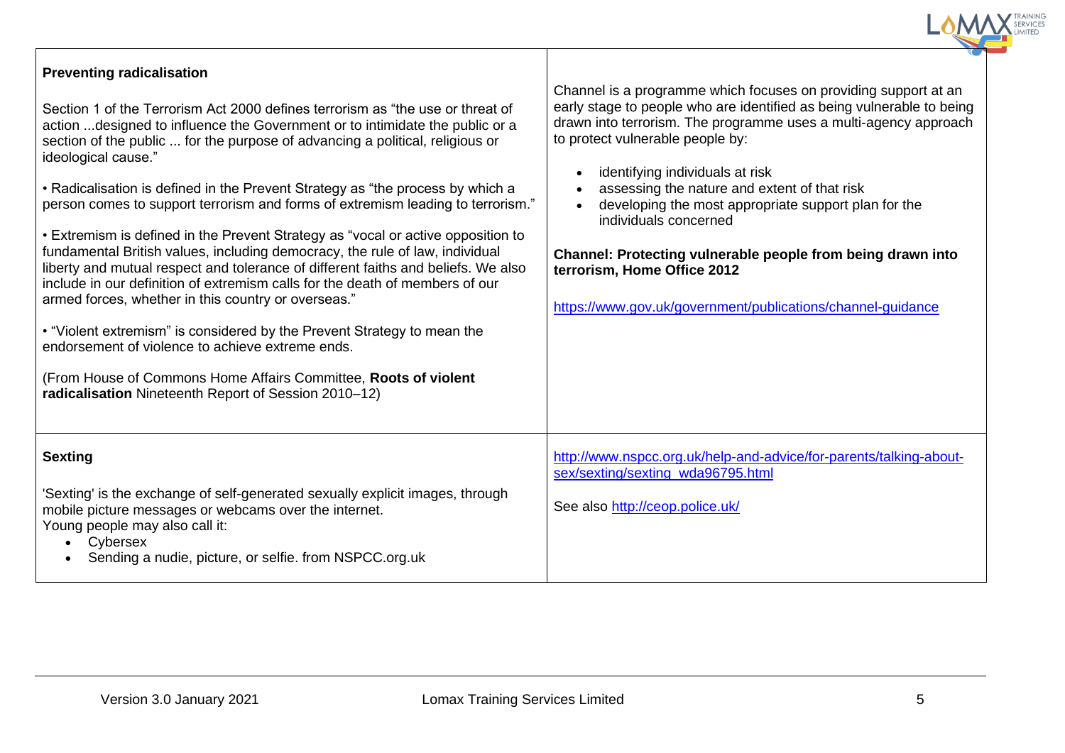### Preventing radicalisation

Section 1 of the Terrorism Act 2000 defines terrorism as "the use or threat of action ...designed to influence the Government or to intimidate the public or a section of the public ... for the purpose of advancing a political, religious or ideological cause."

• Radicalisation is defined in the Prevent Strategy as "the process by which a person comes to support terrorism and forms of extremism leading to terrorism."

• Extremism is defined in the Prevent Strategy as "vocal or active opposition to fundamental British values, including democracy, the rule of law, individual liberty and mutual respect and tolerance of different faiths and beliefs. We also include in our definition of extremism calls for the death of members of our armed forces, whether in this country or overseas."

• "Violent extremism" is considered by the Prevent Strategy to mean the endorsement of violence to achieve extreme ends.

(From House of Commons Home Affairs Committee, **Roots of violent radicalisation** Nineteenth Report of Session 2010–12)

Channel is a programme which focuses on providing support at an early stage to people who are identified as being vulnerable to being drawn into terrorism. The programme uses a multi-agency approach to protect vulnerable people by:

- identifying individuals at risk
- assessing the nature and extent of that risk
- developing the most appropriate support plan for the individuals concerned

**Channel: Protecting vulnerable people from being drawn into terrorism, Home Office 2012**

https://www.gov.uk/government/publications/channel-guidance

### Sexting

'Sexting' is the exchange of self-generated sexually explicit images, through mobile picture messages or webcams over the internet.
Young people may also call it:

- Cybersex
- Sending a nudie, picture, or selfie. from NSPCC.org.uk

http://www.nspcc.org.uk/help-and-advice/for-parents/talking-about-sex/sexting/sexting_wda96795.html

See also http://ceop.police.uk/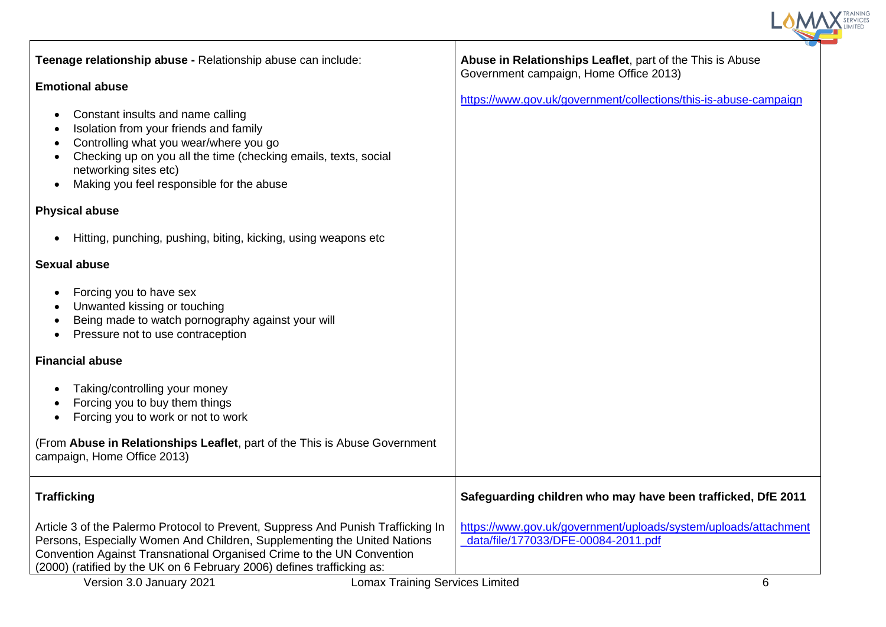| | |
|---|---|
| **Teenage relationship abuse -** Relationship abuse can include:<br><br>**Emotional abuse**<br><br>• Constant insults and name calling<br>• Isolation from your friends and family<br>• Controlling what you wear/where you go<br>• Checking up on you all the time (checking emails, texts, social networking sites etc)<br>• Making you feel responsible for the abuse<br><br>**Physical abuse**<br><br>• Hitting, punching, pushing, biting, kicking, using weapons etc<br><br>**Sexual abuse**<br><br>• Forcing you to have sex<br>• Unwanted kissing or touching<br>• Being made to watch pornography against your will<br>• Pressure not to use contraception<br><br>**Financial abuse**<br><br>• Taking/controlling your money<br>• Forcing you to buy them things<br>• Forcing you to work or not to work<br><br>(From **Abuse in Relationships Leaflet**, part of the This is Abuse Government campaign, Home Office 2013) | **Abuse in Relationships Leaflet**, part of the This is Abuse Government campaign, Home Office 2013)<br><br>https://www.gov.uk/government/collections/this-is-abuse-campaign |
| **Trafficking**<br><br>Article 3 of the Palermo Protocol to Prevent, Suppress And Punish Trafficking In Persons, Especially Women And Children, Supplementing the United Nations Convention Against Transnational Organised Crime to the UN Convention (2000) (ratified by the UK on 6 February 2006) defines trafficking as: | **Safeguarding children who may have been trafficked, DfE 2011**<br><br>https://www.gov.uk/government/uploads/system/uploads/attachment_data/file/177033/DFE-00084-2011.pdf |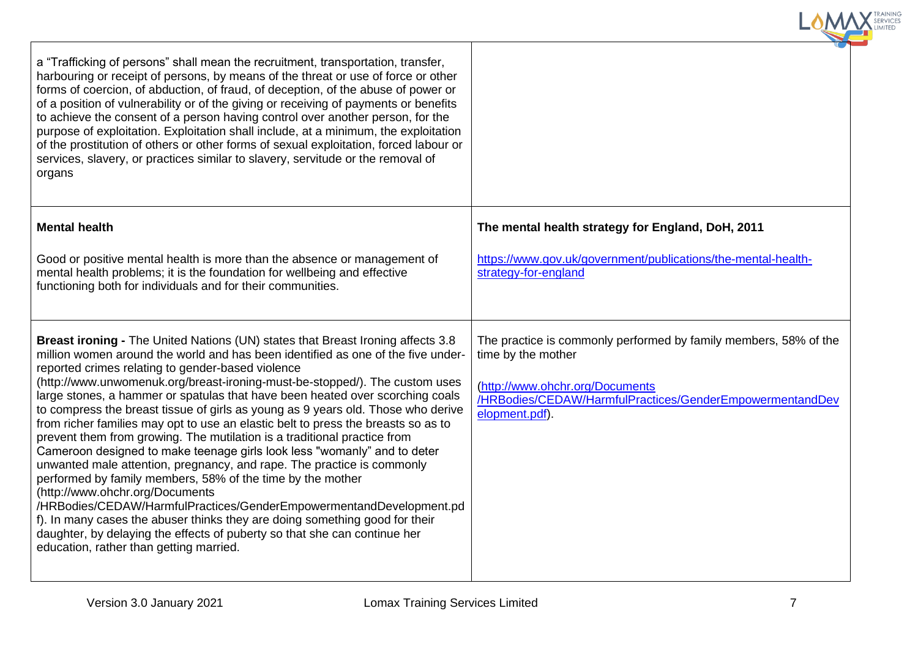| | |
|---|---|
| a "Trafficking of persons" shall mean the recruitment, transportation, transfer, harbouring or receipt of persons, by means of the threat or use of force or other forms of coercion, of abduction, of fraud, of deception, of the abuse of power or of a position of vulnerability or of the giving or receiving of payments or benefits to achieve the consent of a person having control over another person, for the purpose of exploitation. Exploitation shall include, at a minimum, the exploitation of the prostitution of others or other forms of sexual exploitation, forced labour or services, slavery, or practices similar to slavery, servitude or the removal of organs | |
| **Mental health**<br><br>Good or positive mental health is more than the absence or management of mental health problems; it is the foundation for wellbeing and effective functioning both for individuals and for their communities. | **The mental health strategy for England, DoH, 2011**<br><br>https://www.gov.uk/government/publications/the-mental-health-strategy-for-england |
| **Breast ironing -** The United Nations (UN) states that Breast Ironing affects 3.8 million women around the world and has been identified as one of the five under-reported crimes relating to gender-based violence (http://www.unwomenuk.org/breast-ironing-must-be-stopped/). The custom uses large stones, a hammer or spatulas that have been heated over scorching coals to compress the breast tissue of girls as young as 9 years old. Those who derive from richer families may opt to use an elastic belt to press the breasts so as to prevent them from growing. The mutilation is a traditional practice from Cameroon designed to make teenage girls look less "womanly" and to deter unwanted male attention, pregnancy, and rape. The practice is commonly performed by family members, 58% of the time by the mother (http://www.ohchr.org/Documents /HRBodies/CEDAW/HarmfulPractices/GenderEmpowermentandDevelopment.pdf). In many cases the abuser thinks they are doing something good for their daughter, by delaying the effects of puberty so that she can continue her education, rather than getting married. | The practice is commonly performed by family members, 58% of the time by the mother<br><br>(http://www.ohchr.org/Documents /HRBodies/CEDAW/HarmfulPractices/GenderEmpowermentandDevelopment.pdf). |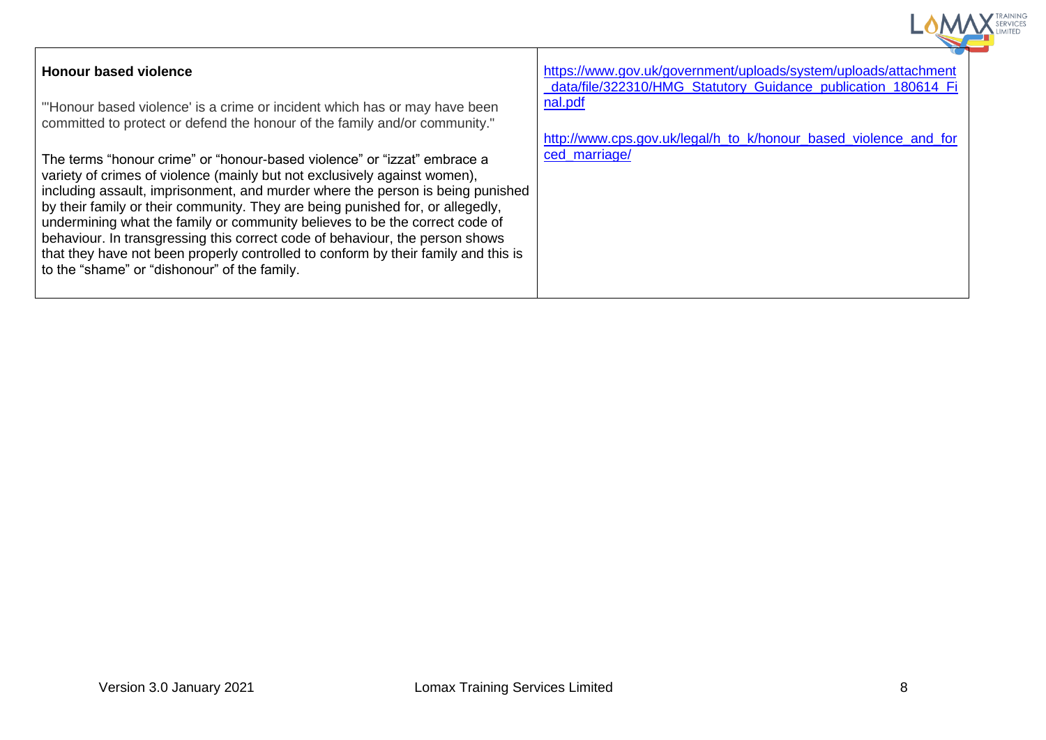| | |
|---|---|
| **Honour based violence**<br><br>"'Honour based violence' is a crime or incident which has or may have been committed to protect or defend the honour of the family and/or community."<br><br>The terms "honour crime" or "honour-based violence" or "izzat" embrace a variety of crimes of violence (mainly but not exclusively against women), including assault, imprisonment, and murder where the person is being punished by their family or their community. They are being punished for, or allegedly, undermining what the family or community believes to be the correct code of behaviour. In transgressing this correct code of behaviour, the person shows that they have not been properly controlled to conform by their family and this is to the "shame" or "dishonour" of the family. | https://www.gov.uk/government/uploads/system/uploads/attachment_data/file/322310/HMG_Statutory_Guidance_publication_180614_Final.pdf<br><br>http://www.cps.gov.uk/legal/h_to_k/honour_based_violence_and_forced_marriage/ |